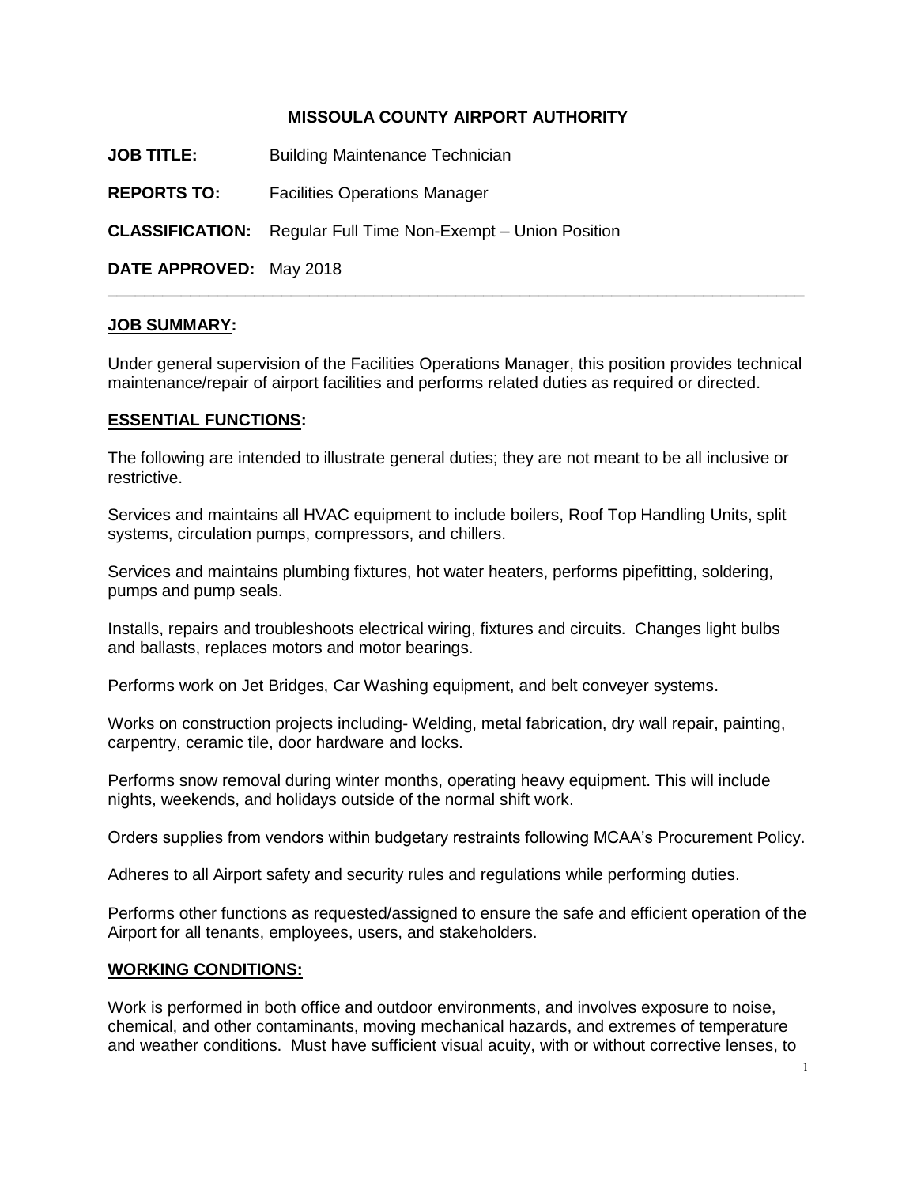**MISSOULA COUNTY AIRPORT AUTHORITY**

**JOB TITLE:** Building Maintenance Technician

**REPORTS TO:** Facilities Operations Manager

**CLASSIFICATION:** Regular Full Time Non-Exempt – Union Position

**DATE APPROVED:** May 2018

---

## JOB SUMMARY:

Under general supervision of the Facilities Operations Manager, this position provides technical maintenance/repair of airport facilities and performs related duties as required or directed.

## ESSENTIAL FUNCTIONS:

The following are intended to illustrate general duties; they are not meant to be all inclusive or restrictive.

Services and maintains all HVAC equipment to include boilers, Roof Top Handling Units, split systems, circulation pumps, compressors, and chillers.

Services and maintains plumbing fixtures, hot water heaters, performs pipefitting, soldering, pumps and pump seals.

Installs, repairs and troubleshoots electrical wiring, fixtures and circuits. Changes light bulbs and ballasts, replaces motors and motor bearings.

Performs work on Jet Bridges, Car Washing equipment, and belt conveyer systems.

Works on construction projects including- Welding, metal fabrication, dry wall repair, painting, carpentry, ceramic tile, door hardware and locks.

Performs snow removal during winter months, operating heavy equipment. This will include nights, weekends, and holidays outside of the normal shift work.

Orders supplies from vendors within budgetary restraints following MCAA's Procurement Policy.

Adheres to all Airport safety and security rules and regulations while performing duties.

Performs other functions as requested/assigned to ensure the safe and efficient operation of the Airport for all tenants, employees, users, and stakeholders.

## WORKING CONDITIONS:

Work is performed in both office and outdoor environments, and involves exposure to noise, chemical, and other contaminants, moving mechanical hazards, and extremes of temperature and weather conditions. Must have sufficient visual acuity, with or without corrective lenses, to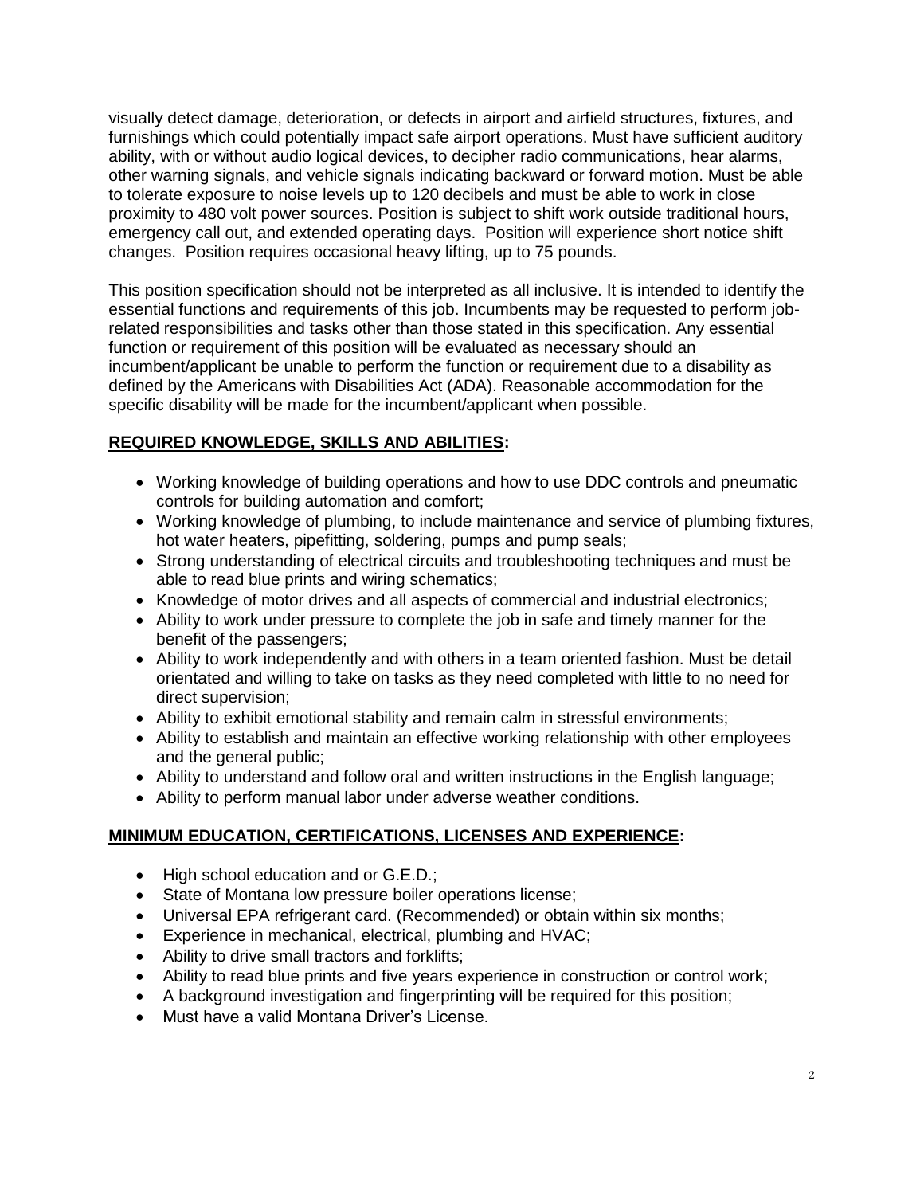visually detect damage, deterioration, or defects in airport and airfield structures, fixtures, and furnishings which could potentially impact safe airport operations. Must have sufficient auditory ability, with or without audio logical devices, to decipher radio communications, hear alarms, other warning signals, and vehicle signals indicating backward or forward motion. Must be able to tolerate exposure to noise levels up to 120 decibels and must be able to work in close proximity to 480 volt power sources. Position is subject to shift work outside traditional hours, emergency call out, and extended operating days. Position will experience short notice shift changes. Position requires occasional heavy lifting, up to 75 pounds.

This position specification should not be interpreted as all inclusive. It is intended to identify the essential functions and requirements of this job. Incumbents may be requested to perform job-related responsibilities and tasks other than those stated in this specification. Any essential function or requirement of this position will be evaluated as necessary should an incumbent/applicant be unable to perform the function or requirement due to a disability as defined by the Americans with Disabilities Act (ADA). Reasonable accommodation for the specific disability will be made for the incumbent/applicant when possible.

## REQUIRED KNOWLEDGE, SKILLS AND ABILITIES:

- Working knowledge of building operations and how to use DDC controls and pneumatic controls for building automation and comfort;
- Working knowledge of plumbing, to include maintenance and service of plumbing fixtures, hot water heaters, pipefitting, soldering, pumps and pump seals;
- Strong understanding of electrical circuits and troubleshooting techniques and must be able to read blue prints and wiring schematics;
- Knowledge of motor drives and all aspects of commercial and industrial electronics;
- Ability to work under pressure to complete the job in safe and timely manner for the benefit of the passengers;
- Ability to work independently and with others in a team oriented fashion. Must be detail orientated and willing to take on tasks as they need completed with little to no need for direct supervision;
- Ability to exhibit emotional stability and remain calm in stressful environments;
- Ability to establish and maintain an effective working relationship with other employees and the general public;
- Ability to understand and follow oral and written instructions in the English language;
- Ability to perform manual labor under adverse weather conditions.

## MINIMUM EDUCATION, CERTIFICATIONS, LICENSES AND EXPERIENCE:

- High school education and or G.E.D.;
- State of Montana low pressure boiler operations license;
- Universal EPA refrigerant card. (Recommended) or obtain within six months;
- Experience in mechanical, electrical, plumbing and HVAC;
- Ability to drive small tractors and forklifts;
- Ability to read blue prints and five years experience in construction or control work;
- A background investigation and fingerprinting will be required for this position;
- Must have a valid Montana Driver's License.